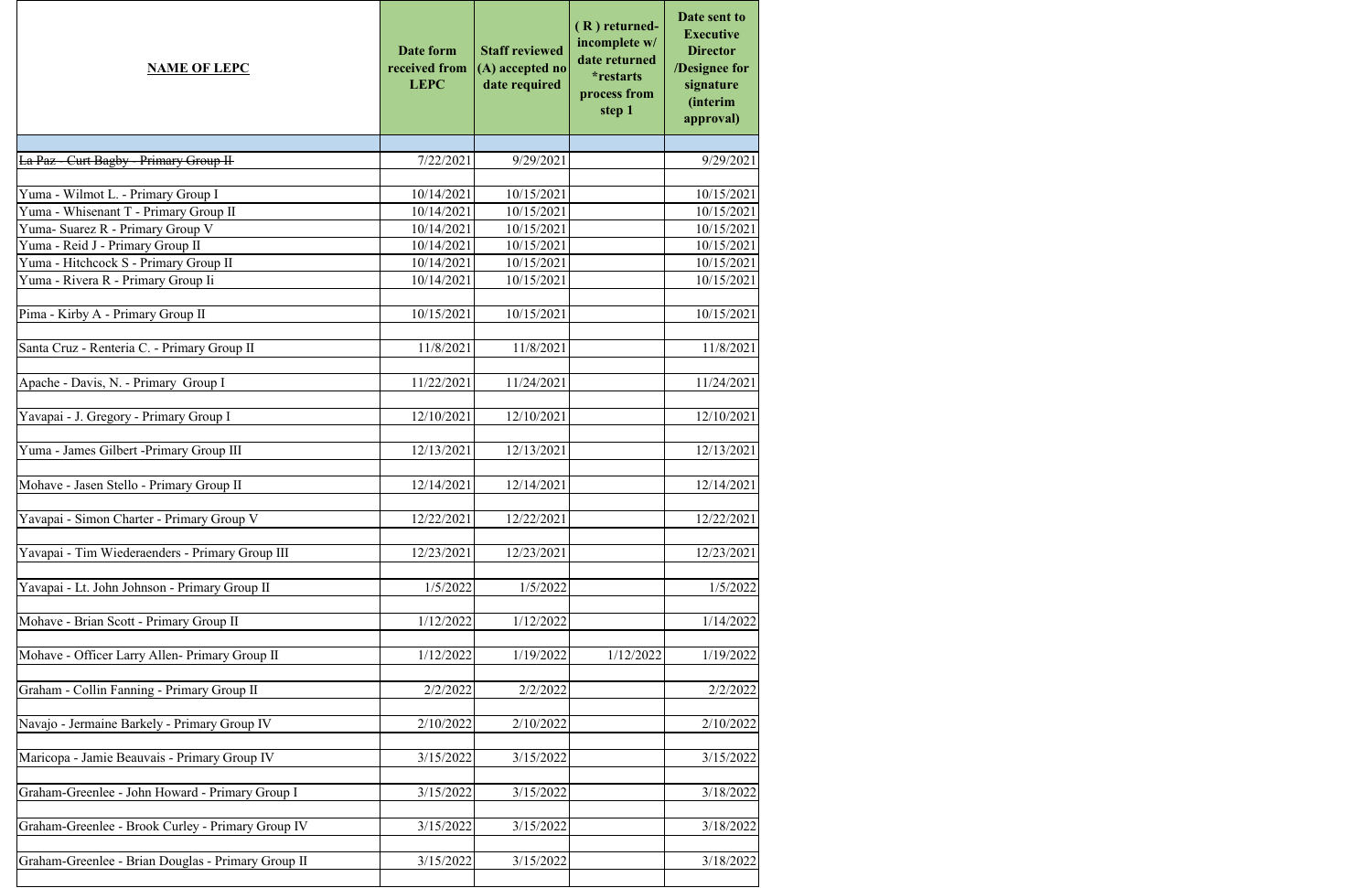| NAME OF LEPC | Date form received from LEPC | Staff reviewed (A) accepted no date required | ( R ) returned-incomplete w/ date returned *restarts process from step 1 | Date sent to Executive Director /Designee for signature (interim approval) |
|---|---|---|---|---|
| | | | | |
| ~~La Paz - Curt Bagby - Primary Group II~~ | 7/22/2021 | 9/29/2021 | | 9/29/2021 |
| | | | | |
| Yuma - Wilmot L. - Primary Group I | 10/14/2021 | 10/15/2021 | | 10/15/2021 |
| Yuma - Whisenant T - Primary Group II | 10/14/2021 | 10/15/2021 | | 10/15/2021 |
| Yuma- Suarez R - Primary Group V | 10/14/2021 | 10/15/2021 | | 10/15/2021 |
| Yuma - Reid J - Primary Group II | 10/14/2021 | 10/15/2021 | | 10/15/2021 |
| Yuma - Hitchcock S - Primary Group II | 10/14/2021 | 10/15/2021 | | 10/15/2021 |
| Yuma - Rivera R - Primary Group Ii | 10/14/2021 | 10/15/2021 | | 10/15/2021 |
| | | | | |
| Pima - Kirby A - Primary Group II | 10/15/2021 | 10/15/2021 | | 10/15/2021 |
| | | | | |
| Santa Cruz - Renteria C. - Primary Group II | 11/8/2021 | 11/8/2021 | | 11/8/2021 |
| | | | | |
| Apache - Davis, N. - Primary Group I | 11/22/2021 | 11/24/2021 | | 11/24/2021 |
| | | | | |
| Yavapai - J. Gregory - Primary Group I | 12/10/2021 | 12/10/2021 | | 12/10/2021 |
| | | | | |
| Yuma - James Gilbert -Primary Group III | 12/13/2021 | 12/13/2021 | | 12/13/2021 |
| | | | | |
| Mohave - Jasen Stello - Primary Group II | 12/14/2021 | 12/14/2021 | | 12/14/2021 |
| | | | | |
| Yavapai - Simon Charter - Primary Group V | 12/22/2021 | 12/22/2021 | | 12/22/2021 |
| | | | | |
| Yavapai - Tim Wiederaenders - Primary Group III | 12/23/2021 | 12/23/2021 | | 12/23/2021 |
| | | | | |
| Yavapai - Lt. John Johnson - Primary Group II | 1/5/2022 | 1/5/2022 | | 1/5/2022 |
| | | | | |
| Mohave - Brian Scott - Primary Group II | 1/12/2022 | 1/12/2022 | | 1/14/2022 |
| | | | | |
| Mohave - Officer Larry Allen- Primary Group II | 1/12/2022 | 1/19/2022 | 1/12/2022 | 1/19/2022 |
| | | | | |
| Graham - Collin Fanning - Primary Group II | 2/2/2022 | 2/2/2022 | | 2/2/2022 |
| | | | | |
| Navajo - Jermaine Barkely - Primary Group IV | 2/10/2022 | 2/10/2022 | | 2/10/2022 |
| | | | | |
| Maricopa - Jamie Beauvais - Primary Group IV | 3/15/2022 | 3/15/2022 | | 3/15/2022 |
| | | | | |
| Graham-Greenlee - John Howard - Primary Group I | 3/15/2022 | 3/15/2022 | | 3/18/2022 |
| | | | | |
| Graham-Greenlee - Brook Curley - Primary Group IV | 3/15/2022 | 3/15/2022 | | 3/18/2022 |
| | | | | |
| Graham-Greenlee - Brian Douglas - Primary Group II | 3/15/2022 | 3/15/2022 | | 3/18/2022 |
| | | | | |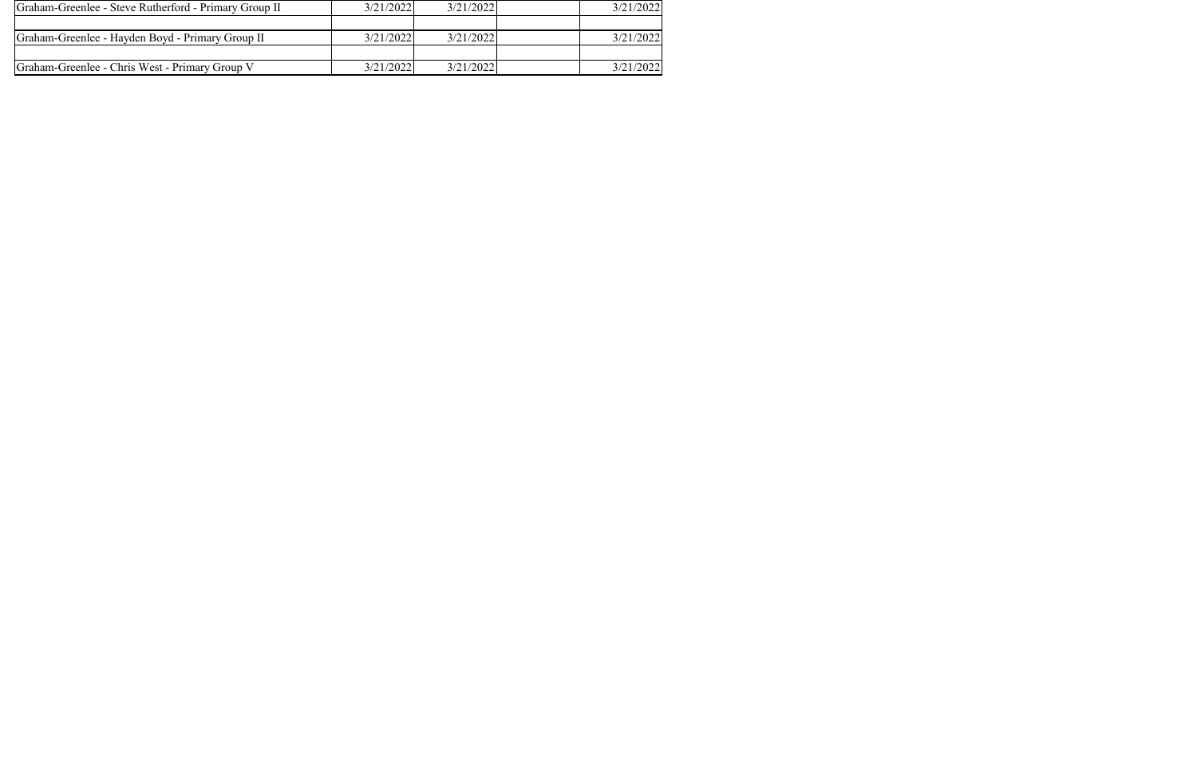| | | | | |
|---|---|---|---|---|
| Graham-Greenlee - Steve Rutherford - Primary Group II | 3/21/2022 | 3/21/2022 | | 3/21/2022 |
| | | | | |
| Graham-Greenlee - Hayden Boyd - Primary Group II | 3/21/2022 | 3/21/2022 | | 3/21/2022 |
| | | | | |
| Graham-Greenlee - Chris West - Primary Group V | 3/21/2022 | 3/21/2022 | | 3/21/2022 |